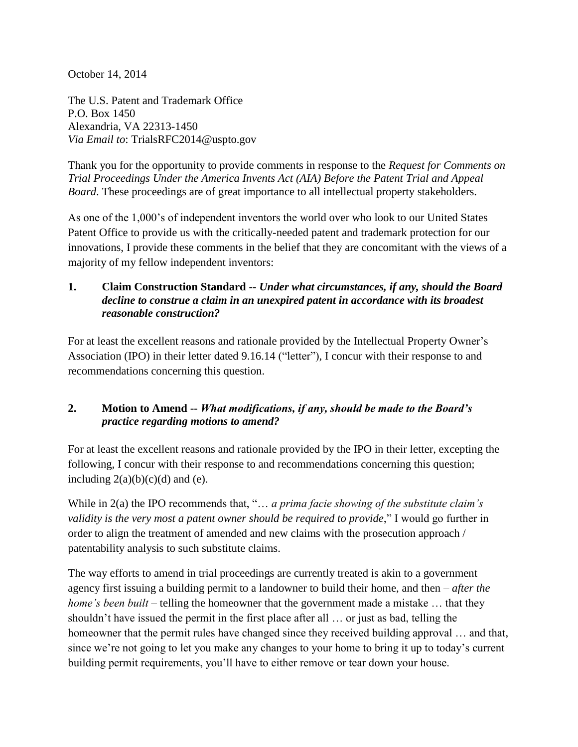October 14, 2014

The U.S. Patent and Trademark Office  
P.O. Box 1450  
Alexandria, VA 22313-1450  
*Via Email to*: TrialsRFC2014@uspto.gov

Thank you for the opportunity to provide comments in response to the *Request for Comments on Trial Proceedings Under the America Invents Act (AIA) Before the Patent Trial and Appeal Board*. These proceedings are of great importance to all intellectual property stakeholders.

As one of the 1,000's of independent inventors the world over who look to our United States Patent Office to provide us with the critically-needed patent and trademark protection for our innovations, I provide these comments in the belief that they are concomitant with the views of a majority of my fellow independent inventors:

**1. Claim Construction Standard --** ***Under what circumstances, if any, should the Board decline to construe a claim in an unexpired patent in accordance with its broadest reasonable construction?***

For at least the excellent reasons and rationale provided by the Intellectual Property Owner's Association (IPO) in their letter dated 9.16.14 ("letter"), I concur with their response to and recommendations concerning this question.

**2. Motion to Amend --** ***What modifications, if any, should be made to the Board's practice regarding motions to amend?***

For at least the excellent reasons and rationale provided by the IPO in their letter, excepting the following, I concur with their response to and recommendations concerning this question; including 2(a)(b)(c)(d) and (e).

While in 2(a) the IPO recommends that, "… *a prima facie showing of the substitute claim's validity is the very most a patent owner should be required to provide*," I would go further in order to align the treatment of amended and new claims with the prosecution approach / patentability analysis to such substitute claims.

The way efforts to amend in trial proceedings are currently treated is akin to a government agency first issuing a building permit to a landowner to build their home, and then – *after the home's been built* – telling the homeowner that the government made a mistake … that they shouldn't have issued the permit in the first place after all … or just as bad, telling the homeowner that the permit rules have changed since they received building approval … and that, since we're not going to let you make any changes to your home to bring it up to today's current building permit requirements, you'll have to either remove or tear down your house.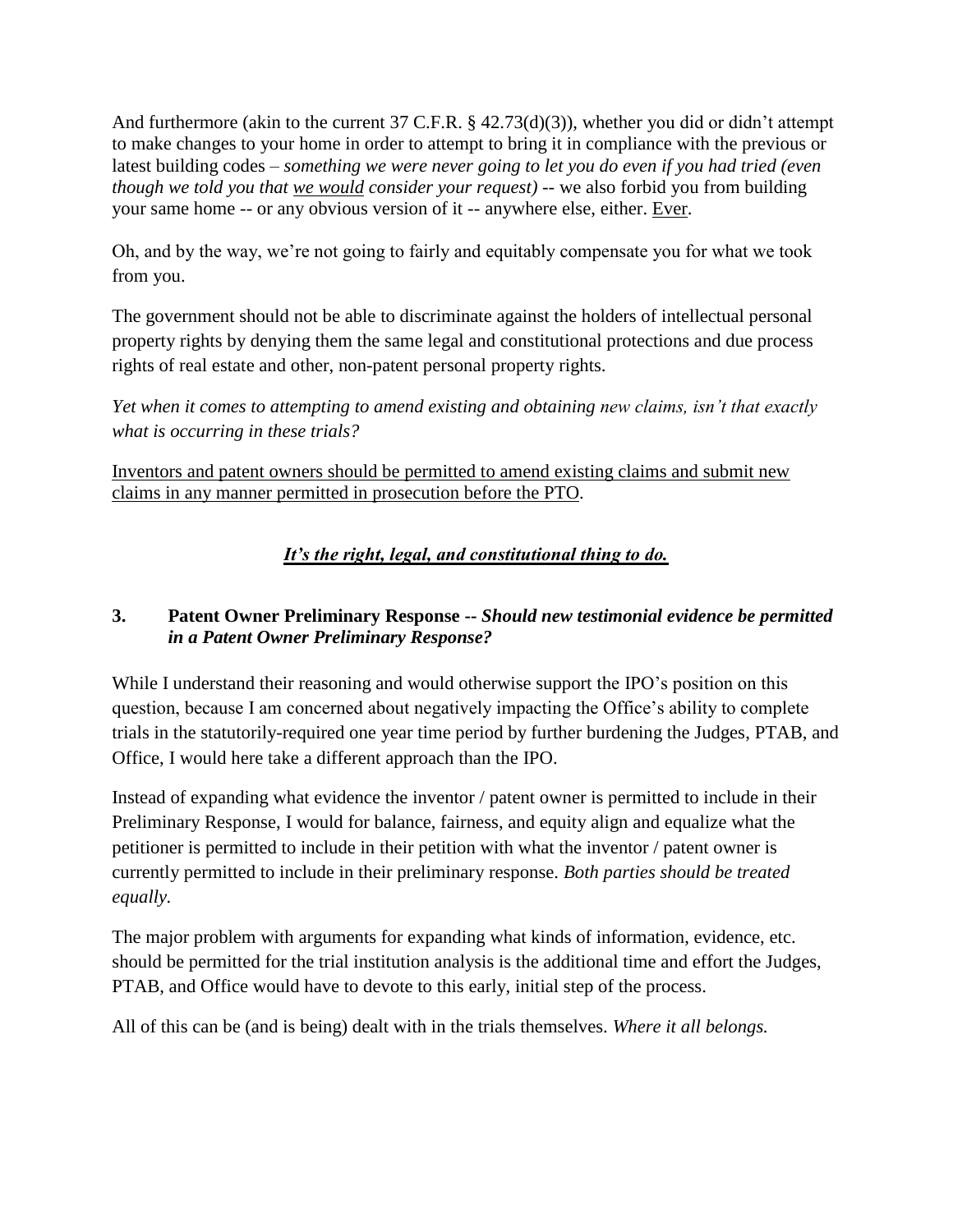And furthermore (akin to the current 37 C.F.R. § 42.73(d)(3)), whether you did or didn't attempt to make changes to your home in order to attempt to bring it in compliance with the previous or latest building codes – *something we were never going to let you do even if you had tried (even though we told you that <u>we would</u> consider your request)* -- we also forbid you from building your same home -- or any obvious version of it -- anywhere else, either. <u>Ever</u>.

Oh, and by the way, we're not going to fairly and equitably compensate you for what we took from you.

The government should not be able to discriminate against the holders of intellectual personal property rights by denying them the same legal and constitutional protections and due process rights of real estate and other, non-patent personal property rights.

*Yet when it comes to attempting to amend existing and obtaining new claims, isn't that exactly what is occurring in these trials?*

<u>Inventors and patent owners should be permitted to amend existing claims and submit new claims in any manner permitted in prosecution before the PTO</u>.

<u>***It's the right, legal, and constitutional thing to do.***</u>

**3. Patent Owner Preliminary Response -- *Should new testimonial evidence be permitted in a Patent Owner Preliminary Response?***

While I understand their reasoning and would otherwise support the IPO's position on this question, because I am concerned about negatively impacting the Office's ability to complete trials in the statutorily-required one year time period by further burdening the Judges, PTAB, and Office, I would here take a different approach than the IPO.

Instead of expanding what evidence the inventor / patent owner is permitted to include in their Preliminary Response, I would for balance, fairness, and equity align and equalize what the petitioner is permitted to include in their petition with what the inventor / patent owner is currently permitted to include in their preliminary response. *Both parties should be treated equally.*

The major problem with arguments for expanding what kinds of information, evidence, etc. should be permitted for the trial institution analysis is the additional time and effort the Judges, PTAB, and Office would have to devote to this early, initial step of the process.

All of this can be (and is being) dealt with in the trials themselves. *Where it all belongs.*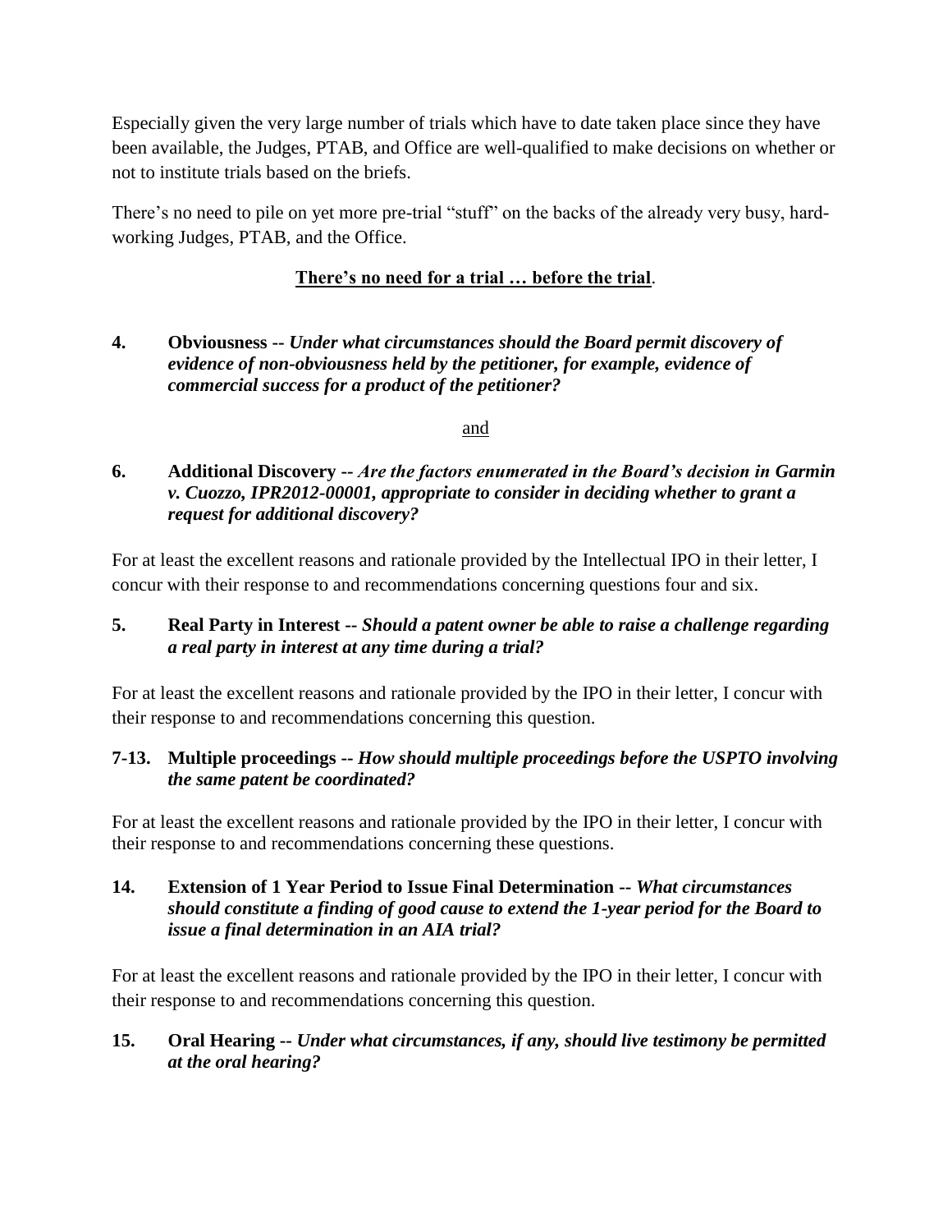Especially given the very large number of trials which have to date taken place since they have been available, the Judges, PTAB, and Office are well-qualified to make decisions on whether or not to institute trials based on the briefs.

There's no need to pile on yet more pre-trial "stuff" on the backs of the already very busy, hard-working Judges, PTAB, and the Office.

<u>**There's no need for a trial … before the trial**</u>.

**4. Obviousness --** ***Under what circumstances should the Board permit discovery of evidence of non-obviousness held by the petitioner, for example, evidence of commercial success for a product of the petitioner?***

<u>and</u>

**6. Additional Discovery --** ***Are the factors enumerated in the Board's decision in Garmin v. Cuozzo, IPR2012-00001, appropriate to consider in deciding whether to grant a request for additional discovery?***

For at least the excellent reasons and rationale provided by the Intellectual IPO in their letter, I concur with their response to and recommendations concerning questions four and six.

**5. Real Party in Interest --** ***Should a patent owner be able to raise a challenge regarding a real party in interest at any time during a trial?***

For at least the excellent reasons and rationale provided by the IPO in their letter, I concur with their response to and recommendations concerning this question.

**7-13. Multiple proceedings --** ***How should multiple proceedings before the USPTO involving the same patent be coordinated?***

For at least the excellent reasons and rationale provided by the IPO in their letter, I concur with their response to and recommendations concerning these questions.

**14. Extension of 1 Year Period to Issue Final Determination --** ***What circumstances should constitute a finding of good cause to extend the 1-year period for the Board to issue a final determination in an AIA trial?***

For at least the excellent reasons and rationale provided by the IPO in their letter, I concur with their response to and recommendations concerning this question.

**15. Oral Hearing --** ***Under what circumstances, if any, should live testimony be permitted at the oral hearing?***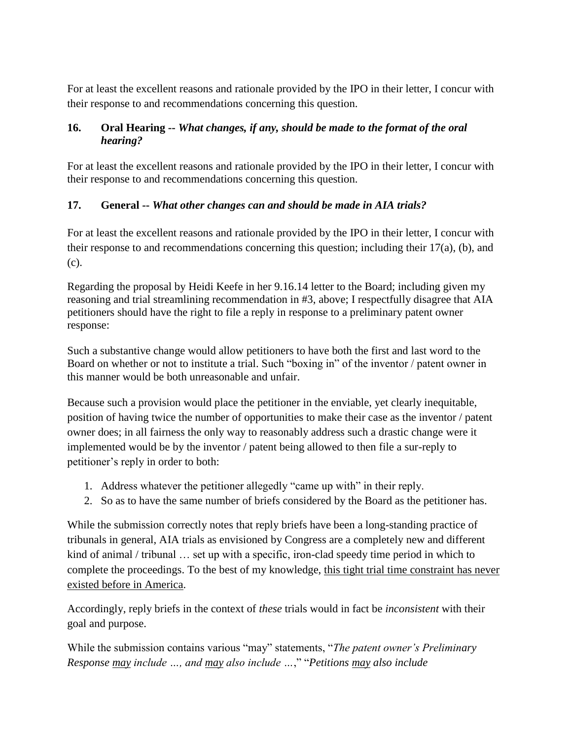For at least the excellent reasons and rationale provided by the IPO in their letter, I concur with their response to and recommendations concerning this question.

### 16. Oral Hearing -- *What changes, if any, should be made to the format of the oral hearing?*

For at least the excellent reasons and rationale provided by the IPO in their letter, I concur with their response to and recommendations concerning this question.

### 17. General -- *What other changes can and should be made in AIA trials?*

For at least the excellent reasons and rationale provided by the IPO in their letter, I concur with their response to and recommendations concerning this question; including their 17(a), (b), and (c).

Regarding the proposal by Heidi Keefe in her 9.16.14 letter to the Board; including given my reasoning and trial streamlining recommendation in #3, above; I respectfully disagree that AIA petitioners should have the right to file a reply in response to a preliminary patent owner response:

Such a substantive change would allow petitioners to have both the first and last word to the Board on whether or not to institute a trial. Such "boxing in" of the inventor / patent owner in this manner would be both unreasonable and unfair.

Because such a provision would place the petitioner in the enviable, yet clearly inequitable, position of having twice the number of opportunities to make their case as the inventor / patent owner does; in all fairness the only way to reasonably address such a drastic change were it implemented would be by the inventor / patent being allowed to then file a sur-reply to petitioner's reply in order to both:

1. Address whatever the petitioner allegedly "came up with" in their reply.
2. So as to have the same number of briefs considered by the Board as the petitioner has.

While the submission correctly notes that reply briefs have been a long-standing practice of tribunals in general, AIA trials as envisioned by Congress are a completely new and different kind of animal / tribunal … set up with a specific, iron-clad speedy time period in which to complete the proceedings. To the best of my knowledge, <u>this tight trial time constraint has never existed before in America</u>.

Accordingly, reply briefs in the context of *these* trials would in fact be *inconsistent* with their goal and purpose.

While the submission contains various "may" statements, "*The patent owner's Preliminary Response <u>may</u> include …, and <u>may</u> also include …*," "*Petitions <u>may</u> also include*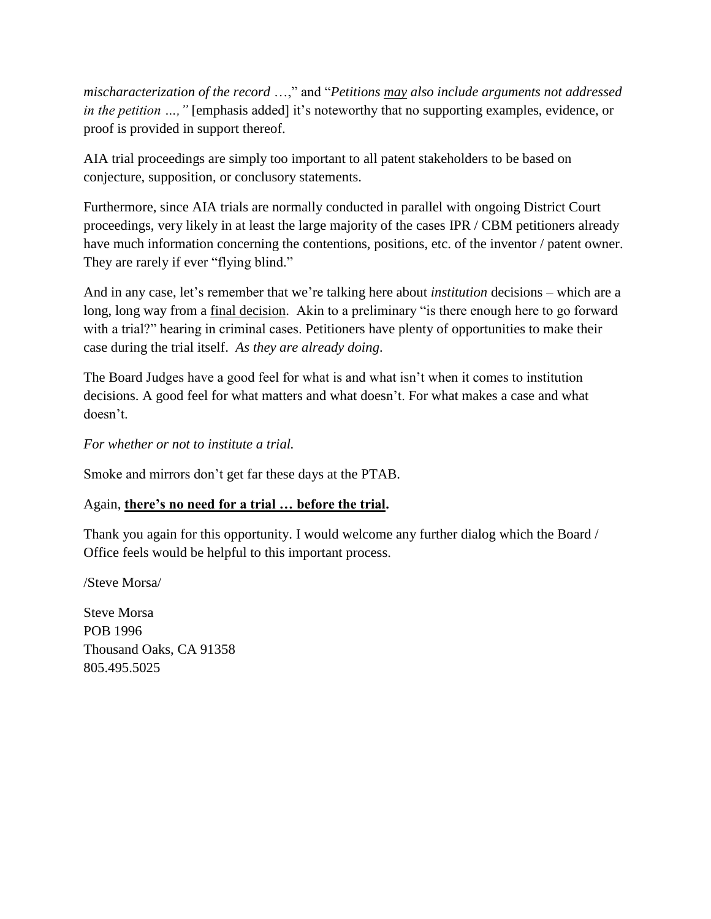*mischaracterization of the record* …," and "*Petitions* *may* *also include arguments not addressed in the petition …,"* [emphasis added] it's noteworthy that no supporting examples, evidence, or proof is provided in support thereof.

AIA trial proceedings are simply too important to all patent stakeholders to be based on conjecture, supposition, or conclusory statements.

Furthermore, since AIA trials are normally conducted in parallel with ongoing District Court proceedings, very likely in at least the large majority of the cases IPR / CBM petitioners already have much information concerning the contentions, positions, etc. of the inventor / patent owner. They are rarely if ever "flying blind."

And in any case, let's remember that we're talking here about *institution* decisions – which are a long, long way from a final decision. Akin to a preliminary "is there enough here to go forward with a trial?" hearing in criminal cases. Petitioners have plenty of opportunities to make their case during the trial itself. *As they are already doing.*

The Board Judges have a good feel for what is and what isn't when it comes to institution decisions. A good feel for what matters and what doesn't. For what makes a case and what doesn't.

*For whether or not to institute a trial.*

Smoke and mirrors don't get far these days at the PTAB.

Again, **there's no need for a trial … before the trial.**

Thank you again for this opportunity. I would welcome any further dialog which the Board / Office feels would be helpful to this important process.

/Steve Morsa/

Steve Morsa
POB 1996
Thousand Oaks, CA 91358
805.495.5025